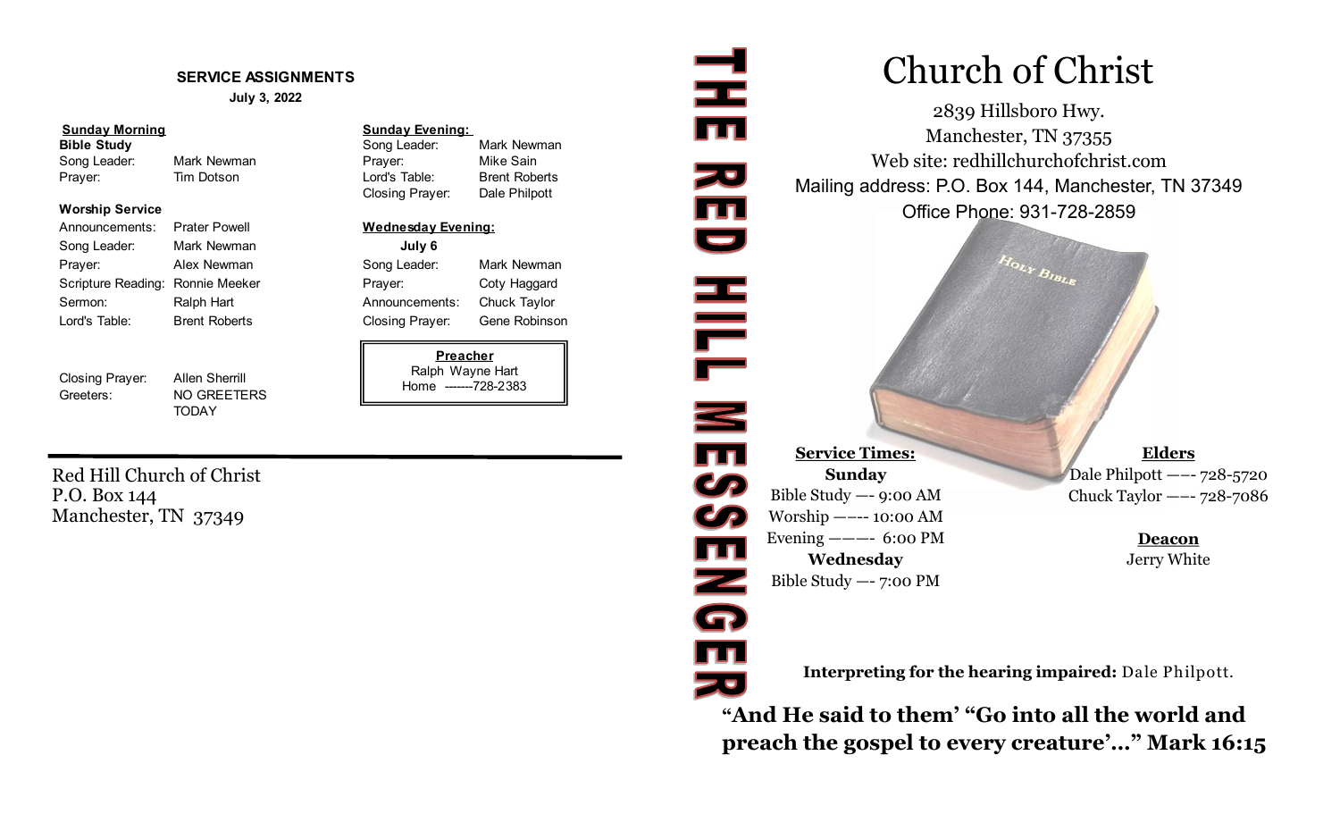## SERVICE ASSIGNMENTS

**July 3, 2022**

**Sunday Morning**

**Bible Study**

| | |
|---|---|
| Song Leader: | Mark Newman |
| Prayer: | Tim Dotson |

**Worship Service**

| | |
|---|---|
| Announcements: | Prater Powell |
| Song Leader: | Mark Newman |
| Prayer: | Alex Newman |
| Scripture Reading: | Ronnie Meeker |
| Sermon: | Ralph Hart |
| Lord's Table: | Brent Roberts |
| Closing Prayer: | Allen Sherrill |
| Greeters: | NO GREETERS TODAY |

**Sunday Evening:**

| | |
|---|---|
| Song Leader: | Mark Newman |
| Prayer: | Mike Sain |
| Lord's Table: | Brent Roberts |
| Closing Prayer: | Dale Philpott |

**Wednesday Evening:**

**July 6**

| | |
|---|---|
| Song Leader: | Mark Newman |
| Prayer: | Coty Haggard |
| Announcements: | Chuck Taylor |
| Closing Prayer: | Gene Robinson |

**Preacher**
Ralph Wayne Hart
Home -------728-2383

Red Hill Church of Christ
P.O. Box 144
Manchester, TN 37349

# THE RED HILL MESSENGER

# Church of Christ

2839 Hillsboro Hwy.
Manchester, TN 37355
Web site: redhillchurchofchrist.com
Mailing address: P.O. Box 144, Manchester, TN 37349
Office Phone: 931-728-2859

**Service Times:**

**Sunday**
Bible Study —- 9:00 AM
Worship —–-- 10:00 AM
Evening ——- 6:00 PM

**Wednesday**
Bible Study —- 7:00 PM

**Elders**
Dale Philpott —–- 728-5720
Chuck Taylor —–- 728-7086

**Deacon**
Jerry White

**Interpreting for the hearing impaired:** Dale Philpott.

**"And He said to them' "Go into all the world and preach the gospel to every creature'…" Mark 16:15**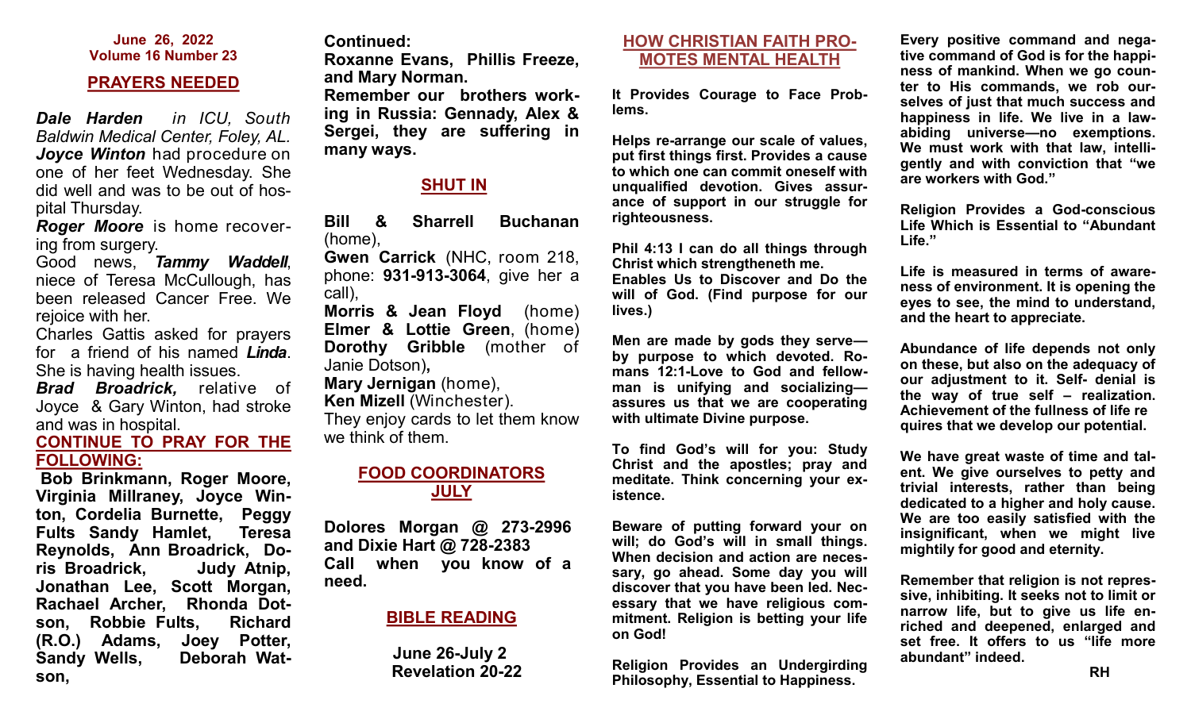**June 26, 2022**
**Volume 16 Number 23**

## PRAYERS NEEDED

***Dale Harden*** *in ICU, South Baldwin Medical Center, Foley, AL.*
***Joyce Winton*** had procedure on one of her feet Wednesday. She did well and was to be out of hospital Thursday.
***Roger Moore*** is home recovering from surgery.
Good news, ***Tammy Waddell***, niece of Teresa McCullough, has been released Cancer Free. We rejoice with her.
Charles Gattis asked for prayers for a friend of his named ***Linda***. She is having health issues.
***Brad Broadrick,*** relative of Joyce & Gary Winton, had stroke and was in hospital.

## CONTINUE TO PRAY FOR THE FOLLOWING:

**Bob Brinkmann, Roger Moore, Virginia Millraney, Joyce Winton, Cordelia Burnette, Peggy Fults Sandy Hamlet, Teresa Reynolds, Ann Broadrick, Doris Broadrick, Judy Atnip, Jonathan Lee, Scott Morgan, Rachael Archer, Rhonda Dotson, Robbie Fults, Richard (R.O.) Adams, Joey Potter, Sandy Wells, Deborah Watson,**

**Continued:**
**Roxanne Evans, Phillis Freeze, and Mary Norman.**
**Remember our brothers working in Russia: Gennady, Alex & Sergei, they are suffering in many ways.**

## SHUT IN

**Bill & Sharrell Buchanan** (home),
**Gwen Carrick** (NHC, room 218, phone: **931-913-3064**, give her a call),
**Morris & Jean Floyd** (home)
**Elmer & Lottie Green**, (home)
**Dorothy Gribble** (mother of Janie Dotson)**,**
**Mary Jernigan** (home),
**Ken Mizell** (Winchester).
They enjoy cards to let them know we think of them.

## FOOD COORDINATORS JULY

**Dolores Morgan @ 273-2996 and Dixie Hart @ 728-2383**
**Call when you know of a need.**

## BIBLE READING

**June 26-July 2**
**Revelation 20-22**

## HOW CHRISTIAN FAITH PROMOTES MENTAL HEALTH

**It Provides Courage to Face Problems.**

**Helps re-arrange our scale of values, put first things first. Provides a cause to which one can commit oneself with unqualified devotion. Gives assurance of support in our struggle for righteousness.**

**Phil 4:13 I can do all things through Christ which strengtheneth me.**
**Enables Us to Discover and Do the will of God. (Find purpose for our lives.)**

**Men are made by gods they serve—by purpose to which devoted. Romans 12:1-Love to God and fellowman is unifying and socializing—assures us that we are cooperating with ultimate Divine purpose.**

**To find God's will for you: Study Christ and the apostles; pray and meditate. Think concerning your existence.**

**Beware of putting forward your on will; do God's will in small things. When decision and action are necessary, go ahead. Some day you will discover that you have been led. Necessary that we have religious commitment. Religion is betting your life on God!**

**Religion Provides an Undergirding Philosophy, Essential to Happiness.**

**Every positive command and negative command of God is for the happiness of mankind. When we go counter to His commands, we rob ourselves of just that much success and happiness in life. We live in a law-abiding universe—no exemptions. We must work with that law, intelligently and with conviction that "we are workers with God."**

**Religion Provides a God-conscious Life Which is Essential to "Abundant Life."**

**Life is measured in terms of awareness of environment. It is opening the eyes to see, the mind to understand, and the heart to appreciate.**

**Abundance of life depends not only on these, but also on the adequacy of our adjustment to it. Self- denial is the way of true self – realization. Achievement of the fullness of life re quires that we develop our potential.**

**We have great waste of time and talent. We give ourselves to petty and trivial interests, rather than being dedicated to a higher and holy cause. We are too easily satisfied with the insignificant, when we might live mightily for good and eternity.**

**Remember that religion is not repressive, inhibiting. It seeks not to limit or narrow life, but to give us life enriched and deepened, enlarged and set free. It offers to us "life more abundant" indeed.**

**RH**